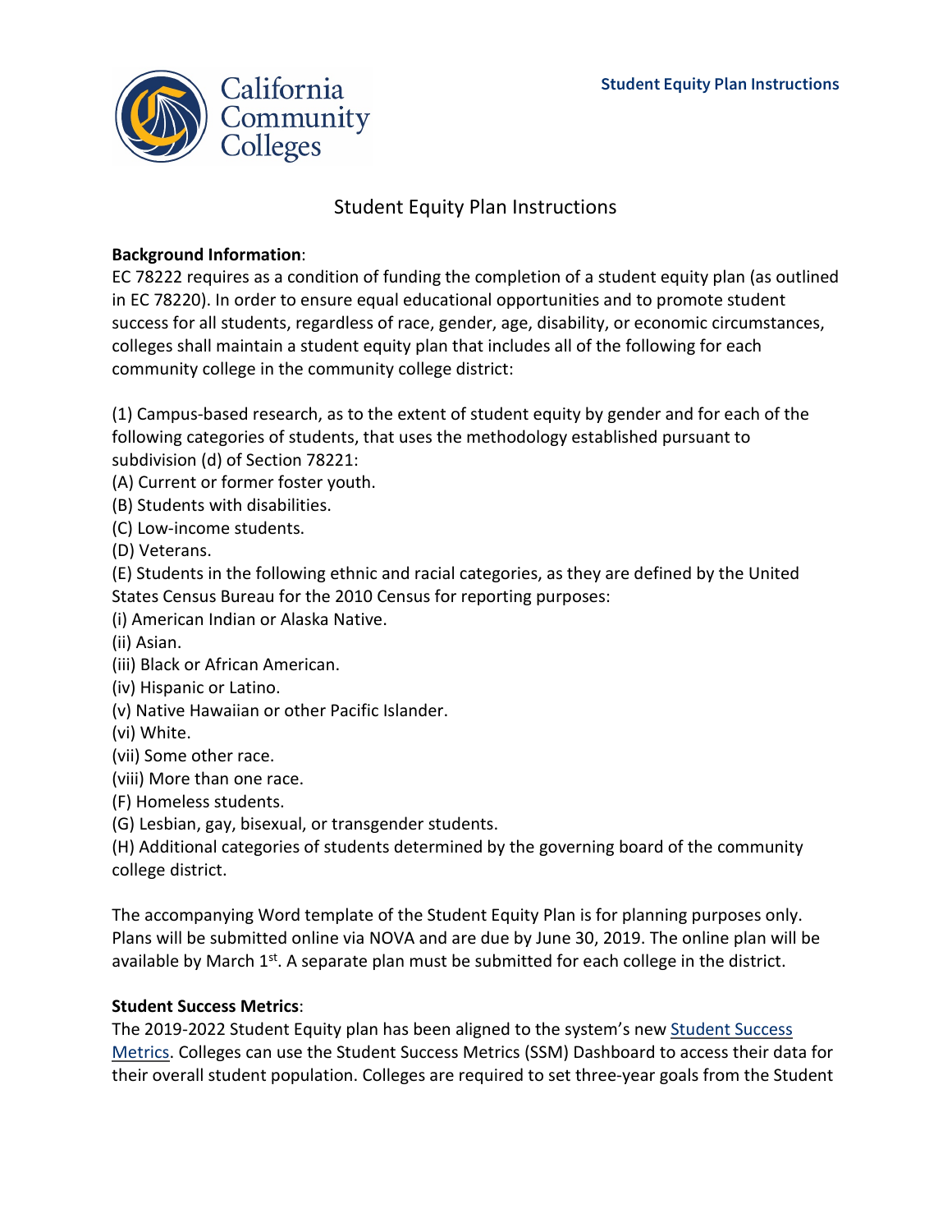# Student Equity Plan Instructions

**Background Information**:
EC 78222 requires as a condition of funding the completion of a student equity plan (as outlined in EC 78220). In order to ensure equal educational opportunities and to promote student success for all students, regardless of race, gender, age, disability, or economic circumstances, colleges shall maintain a student equity plan that includes all of the following for each community college in the community college district:

(1) Campus-based research, as to the extent of student equity by gender and for each of the following categories of students, that uses the methodology established pursuant to subdivision (d) of Section 78221:
(A) Current or former foster youth.
(B) Students with disabilities.
(C) Low-income students.
(D) Veterans.
(E) Students in the following ethnic and racial categories, as they are defined by the United States Census Bureau for the 2010 Census for reporting purposes:
(i) American Indian or Alaska Native.
(ii) Asian.
(iii) Black or African American.
(iv) Hispanic or Latino.
(v) Native Hawaiian or other Pacific Islander.
(vi) White.
(vii) Some other race.
(viii) More than one race.
(F) Homeless students.
(G) Lesbian, gay, bisexual, or transgender students.
(H) Additional categories of students determined by the governing board of the community college district.

The accompanying Word template of the Student Equity Plan is for planning purposes only. Plans will be submitted online via NOVA and are due by June 30, 2019. The online plan will be available by March 1st. A separate plan must be submitted for each college in the district.

**Student Success Metrics**:
The 2019-2022 Student Equity plan has been aligned to the system's new [Student Success Metrics](). Colleges can use the Student Success Metrics (SSM) Dashboard to access their data for their overall student population. Colleges are required to set three-year goals from the Student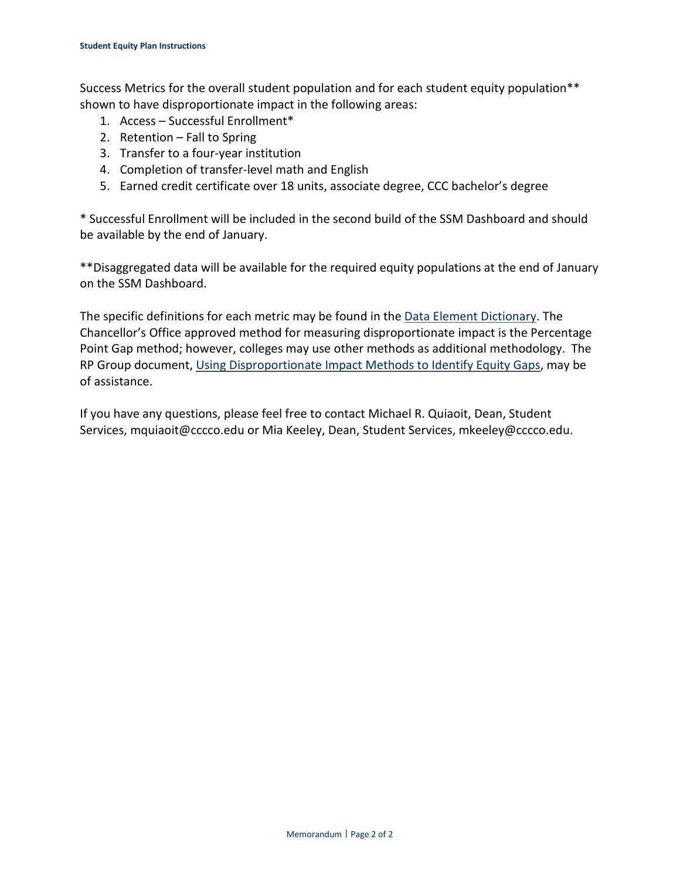Success Metrics for the overall student population and for each student equity population** shown to have disproportionate impact in the following areas:

1. Access – Successful Enrollment*
2. Retention – Fall to Spring
3. Transfer to a four-year institution
4. Completion of transfer-level math and English
5. Earned credit certificate over 18 units, associate degree, CCC bachelor's degree

* Successful Enrollment will be included in the second build of the SSM Dashboard and should be available by the end of January.

**Disaggregated data will be available for the required equity populations at the end of January on the SSM Dashboard.

The specific definitions for each metric may be found in the Data Element Dictionary. The Chancellor's Office approved method for measuring disproportionate impact is the Percentage Point Gap method; however, colleges may use other methods as additional methodology. The RP Group document, Using Disproportionate Impact Methods to Identify Equity Gaps, may be of assistance.

If you have any questions, please feel free to contact Michael R. Quiaoit, Dean, Student Services, mquiaoit@cccco.edu or Mia Keeley, Dean, Student Services, mkeeley@cccco.edu.